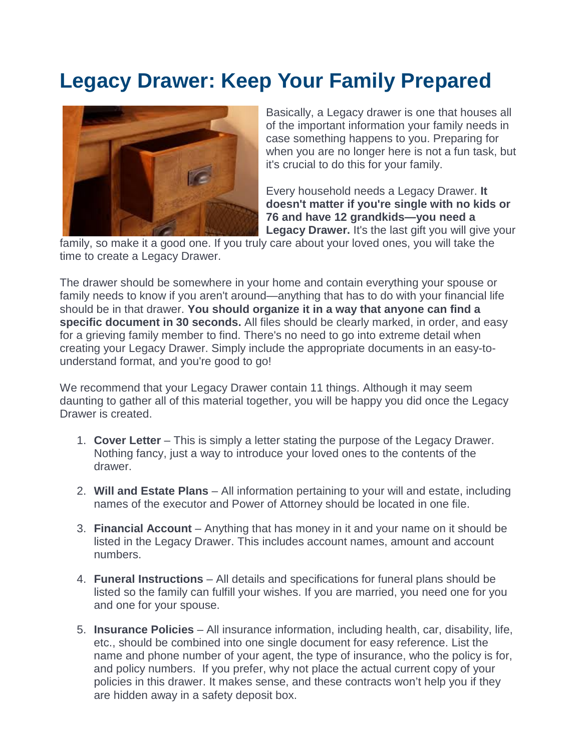# Legacy Drawer: Keep Your Family Prepared

Basically, a Legacy drawer is one that houses all of the important information your family needs in case something happens to you. Preparing for when you are no longer here is not a fun task, but it's crucial to do this for your family.

Every household needs a Legacy Drawer. **It doesn't matter if you're single with no kids or 76 and have 12 grandkids—you need a Legacy Drawer.** It's the last gift you will give your family, so make it a good one. If you truly care about your loved ones, you will take the time to create a Legacy Drawer.

The drawer should be somewhere in your home and contain everything your spouse or family needs to know if you aren't around—anything that has to do with your financial life should be in that drawer. **You should organize it in a way that anyone can find a specific document in 30 seconds.** All files should be clearly marked, in order, and easy for a grieving family member to find. There's no need to go into extreme detail when creating your Legacy Drawer. Simply include the appropriate documents in an easy-to-understand format, and you're good to go!

We recommend that your Legacy Drawer contain 11 things. Although it may seem daunting to gather all of this material together, you will be happy you did once the Legacy Drawer is created.

1. **Cover Letter** – This is simply a letter stating the purpose of the Legacy Drawer. Nothing fancy, just a way to introduce your loved ones to the contents of the drawer.

2. **Will and Estate Plans** – All information pertaining to your will and estate, including names of the executor and Power of Attorney should be located in one file.

3. **Financial Account** – Anything that has money in it and your name on it should be listed in the Legacy Drawer. This includes account names, amount and account numbers.

4. **Funeral Instructions** – All details and specifications for funeral plans should be listed so the family can fulfill your wishes. If you are married, you need one for you and one for your spouse.

5. **Insurance Policies** – All insurance information, including health, car, disability, life, etc., should be combined into one single document for easy reference. List the name and phone number of your agent, the type of insurance, who the policy is for, and policy numbers. If you prefer, why not place the actual current copy of your policies in this drawer. It makes sense, and these contracts won't help you if they are hidden away in a safety deposit box.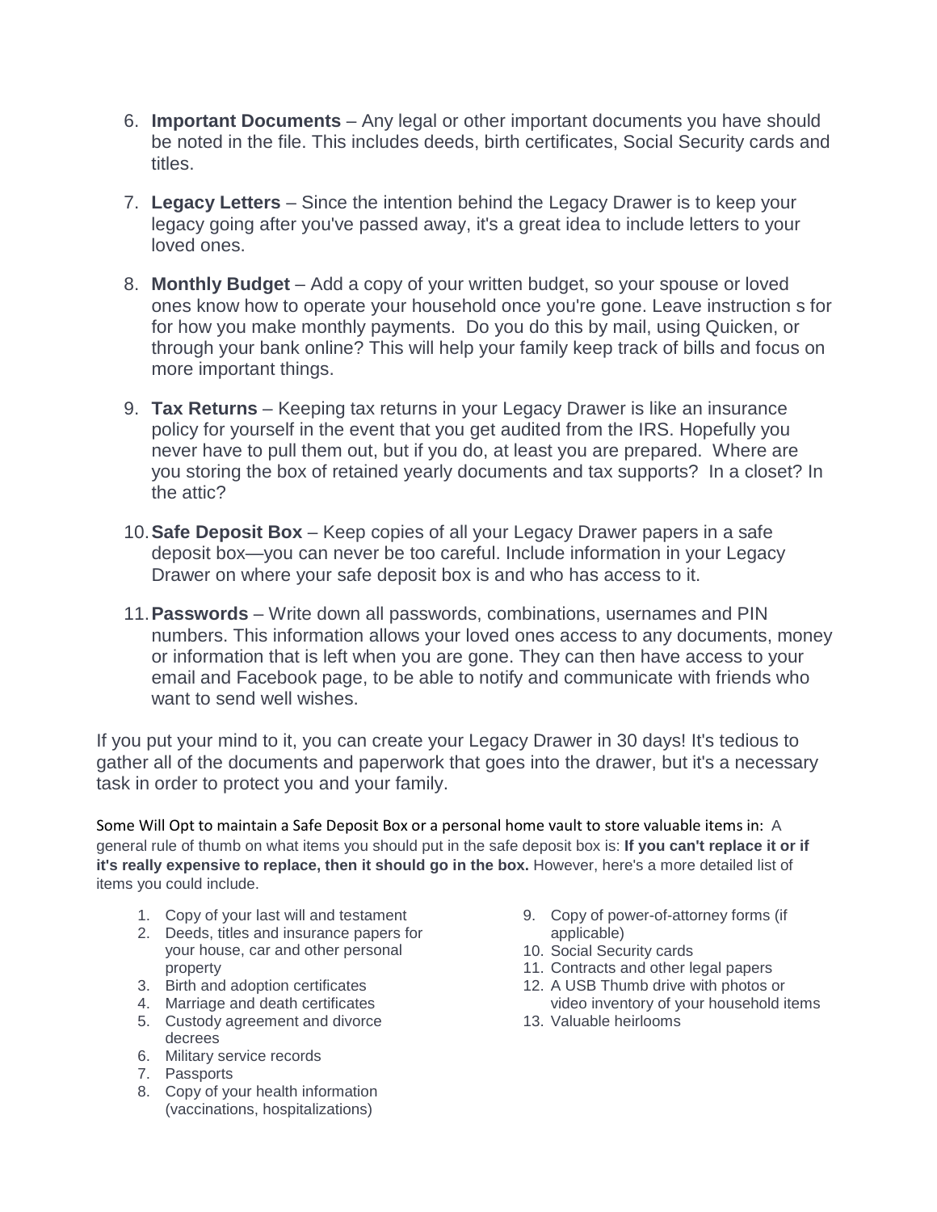6. **Important Documents** – Any legal or other important documents you have should be noted in the file. This includes deeds, birth certificates, Social Security cards and titles.

7. **Legacy Letters** – Since the intention behind the Legacy Drawer is to keep your legacy going after you've passed away, it's a great idea to include letters to your loved ones.

8. **Monthly Budget** – Add a copy of your written budget, so your spouse or loved ones know how to operate your household once you're gone. Leave instruction s for for how you make monthly payments. Do you do this by mail, using Quicken, or through your bank online? This will help your family keep track of bills and focus on more important things.

9. **Tax Returns** – Keeping tax returns in your Legacy Drawer is like an insurance policy for yourself in the event that you get audited from the IRS. Hopefully you never have to pull them out, but if you do, at least you are prepared. Where are you storing the box of retained yearly documents and tax supports? In a closet? In the attic?

10. **Safe Deposit Box** – Keep copies of all your Legacy Drawer papers in a safe deposit box—you can never be too careful. Include information in your Legacy Drawer on where your safe deposit box is and who has access to it.

11. **Passwords** – Write down all passwords, combinations, usernames and PIN numbers. This information allows your loved ones access to any documents, money or information that is left when you are gone. They can then have access to your email and Facebook page, to be able to notify and communicate with friends who want to send well wishes.

If you put your mind to it, you can create your Legacy Drawer in 30 days! It's tedious to gather all of the documents and paperwork that goes into the drawer, but it's a necessary task in order to protect you and your family.

Some Will Opt to maintain a Safe Deposit Box or a personal home vault to store valuable items in: A general rule of thumb on what items you should put in the safe deposit box is: **If you can't replace it or if it's really expensive to replace, then it should go in the box.** However, here's a more detailed list of items you could include.

1. Copy of your last will and testament
2. Deeds, titles and insurance papers for your house, car and other personal property
3. Birth and adoption certificates
4. Marriage and death certificates
5. Custody agreement and divorce decrees
6. Military service records
7. Passports
8. Copy of your health information (vaccinations, hospitalizations)
9. Copy of power-of-attorney forms (if applicable)
10. Social Security cards
11. Contracts and other legal papers
12. A USB Thumb drive with photos or video inventory of your household items
13. Valuable heirlooms